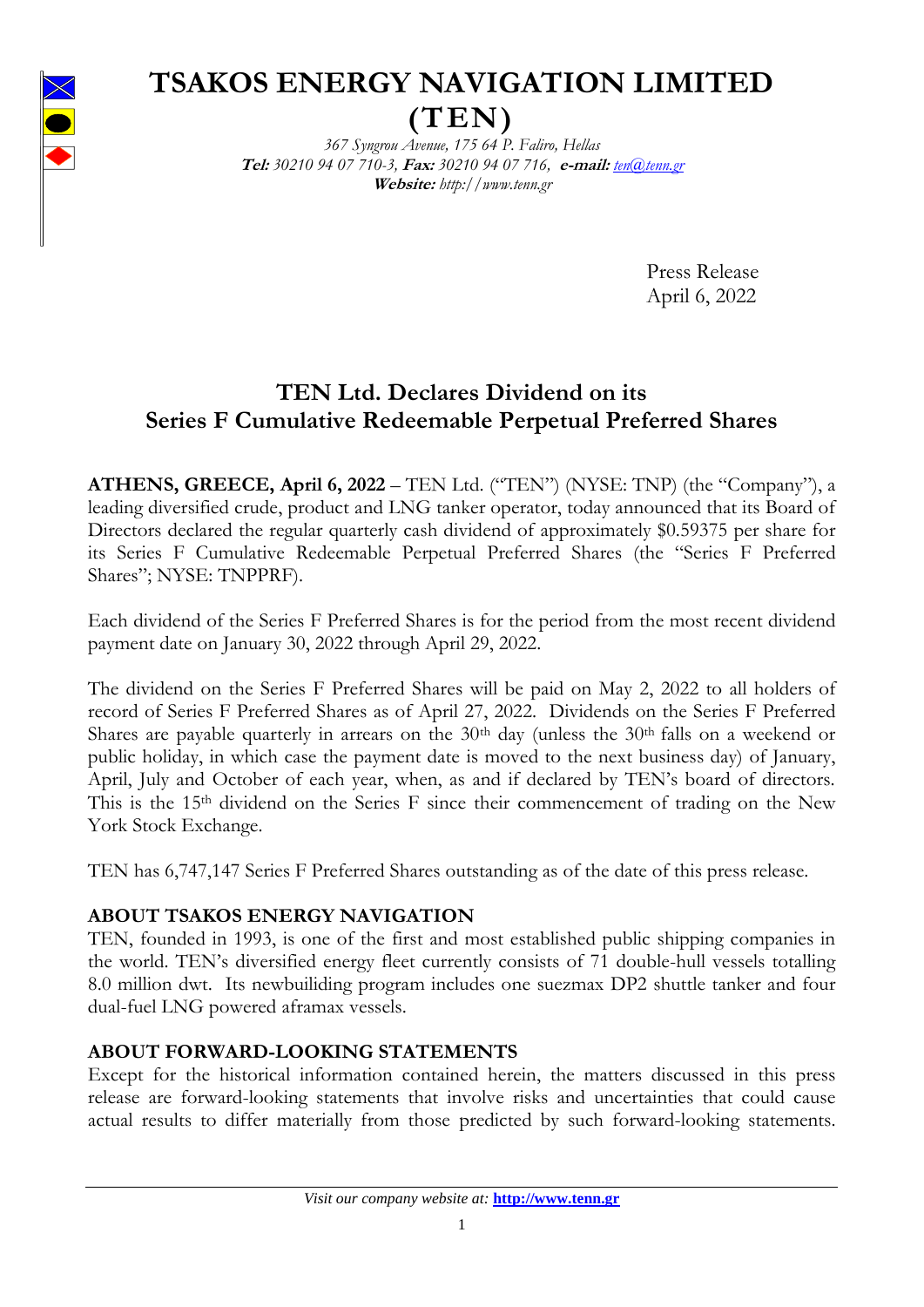# TSAKOS ENERGY NAVIGATION LIMITED (TEN)

*367 Syngrou Avenue, 175 64 P. Faliro, Hellas*
***Tel:*** *30210 94 07 710-3,* ***Fax:*** *30210 94 07 716,* ***e-mail:*** *ten@tenn.gr*
***Website:*** *http://www.tenn.gr*

Press Release
April 6, 2022

## TEN Ltd. Declares Dividend on its Series F Cumulative Redeemable Perpetual Preferred Shares

**ATHENS, GREECE, April 6, 2022** – TEN Ltd. ("TEN") (NYSE: TNP) (the "Company"), a leading diversified crude, product and LNG tanker operator, today announced that its Board of Directors declared the regular quarterly cash dividend of approximately $0.59375 per share for its Series F Cumulative Redeemable Perpetual Preferred Shares (the "Series F Preferred Shares"; NYSE: TNPPRF).

Each dividend of the Series F Preferred Shares is for the period from the most recent dividend payment date on January 30, 2022 through April 29, 2022.

The dividend on the Series F Preferred Shares will be paid on May 2, 2022 to all holders of record of Series F Preferred Shares as of April 27, 2022. Dividends on the Series F Preferred Shares are payable quarterly in arrears on the 30th day (unless the 30th falls on a weekend or public holiday, in which case the payment date is moved to the next business day) of January, April, July and October of each year, when, as and if declared by TEN's board of directors. This is the 15th dividend on the Series F since their commencement of trading on the New York Stock Exchange.

TEN has 6,747,147 Series F Preferred Shares outstanding as of the date of this press release.

### ABOUT TSAKOS ENERGY NAVIGATION

TEN, founded in 1993, is one of the first and most established public shipping companies in the world. TEN's diversified energy fleet currently consists of 71 double-hull vessels totalling 8.0 million dwt. Its newbuiliding program includes one suezmax DP2 shuttle tanker and four dual-fuel LNG powered aframax vessels.

### ABOUT FORWARD-LOOKING STATEMENTS

Except for the historical information contained herein, the matters discussed in this press release are forward-looking statements that involve risks and uncertainties that could cause actual results to differ materially from those predicted by such forward-looking statements.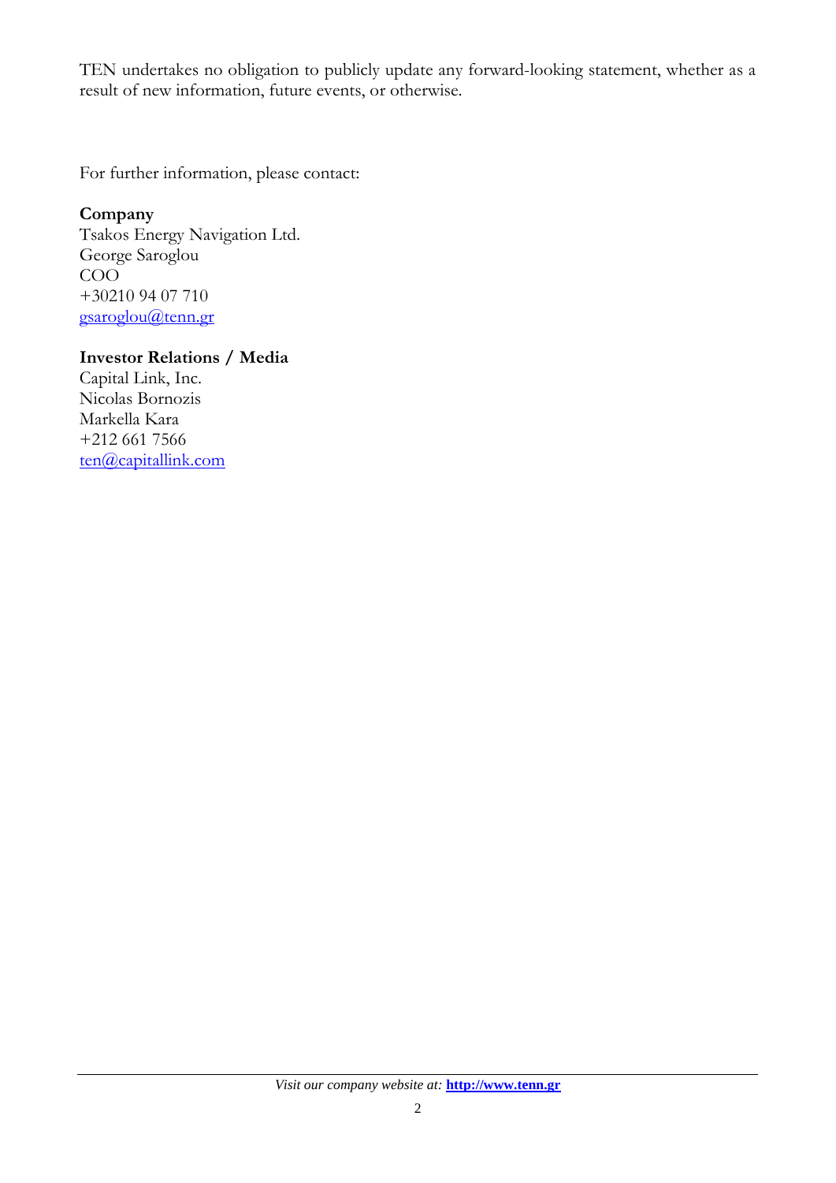TEN undertakes no obligation to publicly update any forward-looking statement, whether as a result of new information, future events, or otherwise.

For further information, please contact:

**Company**
Tsakos Energy Navigation Ltd.
George Saroglou
COO
+30210 94 07 710
gsaroglou@tenn.gr

**Investor Relations / Media**
Capital Link, Inc.
Nicolas Bornozis
Markella Kara
+212 661 7566
ten@capitallink.com